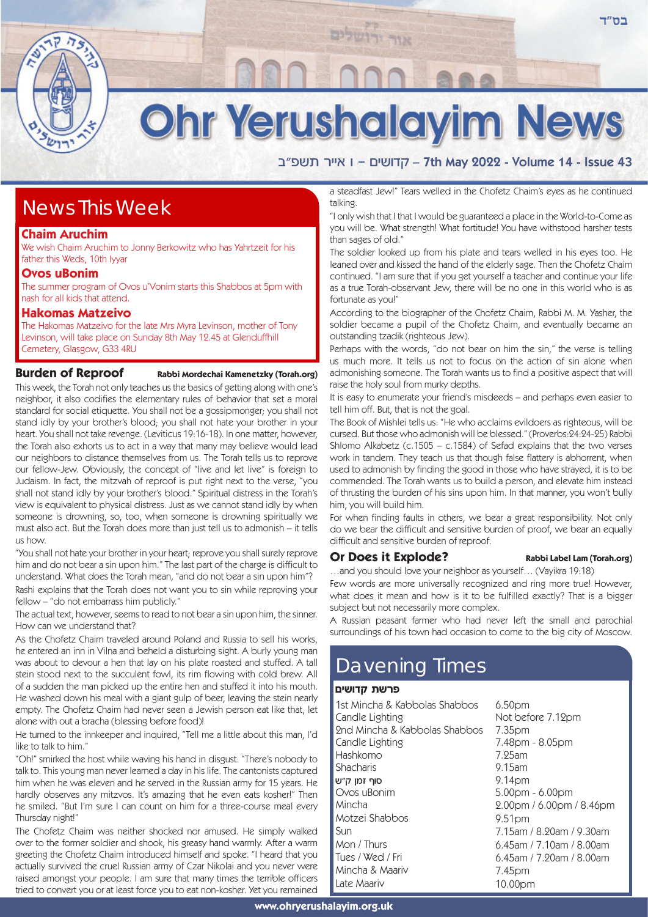בס"ד

# Ohr Yerushalayim News

קדושים – ו אייר תשפ"ב – 7th May 2022 - Volume 14 - Issue 43

## News This Week

### Chaim Aruchim

We wish Chaim Aruchim to Jonny Berkowitz who has Yahrtzeit for his father this Weds, 10th Iyyar

### Ovos uBonim

The summer program of Ovos u'Vonim starts this Shabbos at 5pm with nash for all kids that attend.

### Hakomas Matzeivo

The Hakomas Matzeivo for the late Mrs Myra Levinson, mother of Tony Levinson, will take place on Sunday 8th May 12.45 at Glenduffhill Cemetery, Glasgow, G33 4RU

## Burden of Reproof

**Rabbi Mordechai Kamenetzky (Torah.org)**

This week, the Torah not only teaches us the basics of getting along with one's neighbor, it also codifies the elementary rules of behavior that set a moral standard for social etiquette. You shall not be a gossipmonger; you shall not stand idly by your brother's blood; you shall not hate your brother in your heart. You shall not take revenge. (Leviticus 19:16-18). In one matter, however, the Torah also exhorts us to act in a way that many may believe would lead our neighbors to distance themselves from us. The Torah tells us to reprove our fellow-Jew. Obviously, the concept of "live and let live" is foreign to Judaism. In fact, the mitzvah of reproof is put right next to the verse, "you shall not stand idly by your brother's blood." Spiritual distress in the Torah's view is equivalent to physical distress. Just as we cannot stand idly by when someone is drowning, so, too, when someone is drowning spiritually we must also act. But the Torah does more than just tell us to admonish – it tells us how.

"You shall not hate your brother in your heart; reprove you shall surely reprove him and do not bear a sin upon him." The last part of the charge is difficult to understand. What does the Torah mean, "and do not bear a sin upon him"?

Rashi explains that the Torah does not want you to sin while reproving your fellow – "do not embarrass him publicly."

The actual text, however, seems to read to not bear a sin upon him, the sinner. How can we understand that?

As the Chofetz Chaim traveled around Poland and Russia to sell his works, he entered an inn in Vilna and beheld a disturbing sight. A burly young man was about to devour a hen that lay on his plate roasted and stuffed. A tall stein stood next to the succulent fowl, its rim flowing with cold brew. All of a sudden the man picked up the entire hen and stuffed it into his mouth. He washed down his meal with a giant gulp of beer, leaving the stein nearly empty. The Chofetz Chaim had never seen a Jewish person eat like that, let alone with out a bracha (blessing before food)!

He turned to the innkeeper and inquired, "Tell me a little about this man, I'd like to talk to him."

"Oh!" smirked the host while waving his hand in disgust. "There's nobody to talk to. This young man never learned a day in his life. The cantonists captured him when he was eleven and he served in the Russian army for 15 years. He hardly observes any mitzvos. It's amazing that he even eats kosher!" Then he smiled. "But I'm sure I can count on him for a three-course meal every Thursday night!"

The Chofetz Chaim was neither shocked nor amused. He simply walked over to the former soldier and shook, his greasy hand warmly. After a warm greeting the Chofetz Chaim introduced himself and spoke. "I heard that you actually survived the cruel Russian army of Czar Nikolai and you never were raised amongst your people. I am sure that many times the terrible officers tried to convert you or at least force you to eat non-kosher. Yet you remained a steadfast Jew!" Tears welled in the Chofetz Chaim's eyes as he continued talking.

"I only wish that I that I would be guaranteed a place in the World-to-Come as you will be. What strength! What fortitude! You have withstood harsher tests than sages of old."

The soldier looked up from his plate and tears welled in his eyes too. He leaned over and kissed the hand of the elderly sage. Then the Chofetz Chaim continued. "I am sure that if you get yourself a teacher and continue your life as a true Torah-observant Jew, there will be no one in this world who is as fortunate as you!"

According to the biographer of the Chofetz Chaim, Rabbi M. M. Yasher, the soldier became a pupil of the Chofetz Chaim, and eventually became an outstanding tzadik (righteous Jew).

Perhaps with the words, "do not bear on him the sin," the verse is telling us much more. It tells us not to focus on the action of sin alone when admonishing someone. The Torah wants us to find a positive aspect that will raise the holy soul from murky depths.

It is easy to enumerate your friend's misdeeds – and perhaps even easier to tell him off. But, that is not the goal.

The Book of Mishlei tells us: "He who acclaims evildoers as righteous, will be cursed. But those who admonish will be blessed." (Proverbs:24:24-25) Rabbi Shlomo Alkabetz (c.1505 – c.1584) of Sefad explains that the two verses work in tandem. They teach us that though false flattery is abhorrent, when used to admonish by finding the good in those who have strayed, it is to be commended. The Torah wants us to build a person, and elevate him instead of thrusting the burden of his sins upon him. In that manner, you won't bully him, you will build him.

For when finding faults in others, we bear a great responsibility. Not only do we bear the difficult and sensitive burden of proof, we bear an equally difficult and sensitive burden of reproof.

## Or Does it Explode?

**Rabbi Label Lam (Torah.org)**

…and you should love your neighbor as yourself… (Vayikra 19:18)

Few words are more universally recognized and ring more true! However, what does it mean and how is it to be fulfilled exactly? That is a bigger subject but not necessarily more complex.

A Russian peasant farmer who had never left the small and parochial surroundings of his town had occasion to come to the big city of Moscow.

## Davening Times

**פרשת קדושים**

| | |
|---|---|
| 1st Mincha & Kabbolas Shabbos | 6.50pm |
| Candle Lighting | Not before 7.12pm |
| 2nd Mincha & Kabbolas Shabbos | 7.35pm |
| Candle Lighting | 7.48pm - 8.05pm |
| Hashkomo | 7.25am |
| Shacharis | 9.15am |
| סוף זמן ק"ש | 9.14pm |
| Ovos uBonim | 5.00pm - 6.00pm |
| Mincha | 2.00pm / 6.00pm / 8.46pm |
| Motzei Shabbos | 9.51pm |
| Sun | 7.15am / 8.20am / 9.30am |
| Mon / Thurs | 6.45am / 7.10am / 8.00am |
| Tues / Wed / Fri | 6.45am / 7.20am / 8.00am |
| Mincha & Maariv | 7.45pm |
| Late Maariv | 10.00pm |

www.ohryerushalayim.org.uk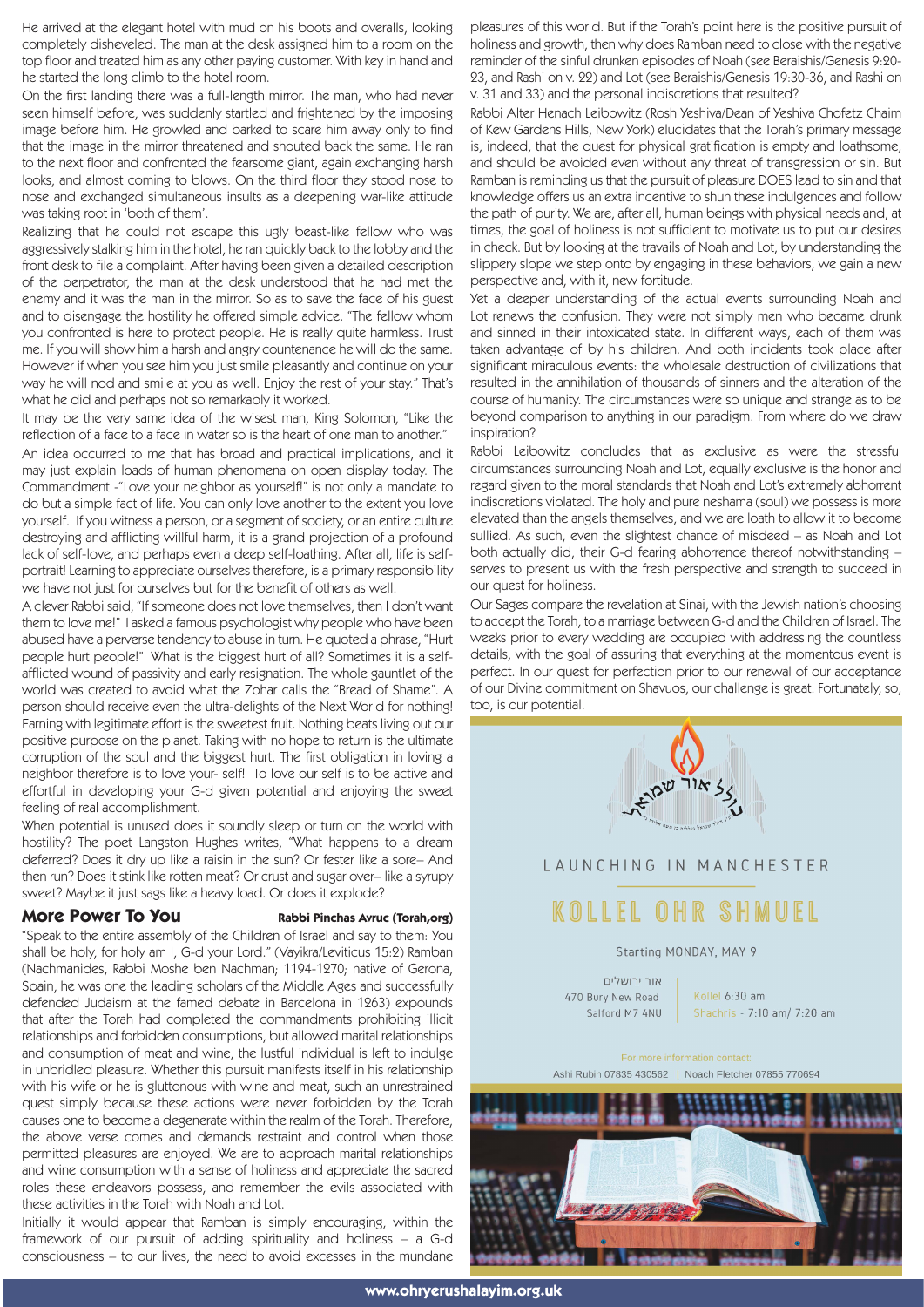He arrived at the elegant hotel with mud on his boots and overalls, looking completely disheveled. The man at the desk assigned him to a room on the top floor and treated him as any other paying customer. With key in hand and he started the long climb to the hotel room.

On the first landing there was a full-length mirror. The man, who had never seen himself before, was suddenly startled and frightened by the imposing image before him. He growled and barked to scare him away only to find that the image in the mirror threatened and shouted back the same. He ran to the next floor and confronted the fearsome giant, again exchanging harsh looks, and almost coming to blows. On the third floor they stood nose to nose and exchanged simultaneous insults as a deepening war-like attitude was taking root in 'both of them'.

Realizing that he could not escape this ugly beast-like fellow who was aggressively stalking him in the hotel, he ran quickly back to the lobby and the front desk to file a complaint. After having been given a detailed description of the perpetrator, the man at the desk understood that he had met the enemy and it was the man in the mirror. So as to save the face of his guest and to disengage the hostility he offered simple advice. "The fellow whom you confronted is here to protect people. He is really quite harmless. Trust me. If you will show him a harsh and angry countenance he will do the same. However if when you see him you just smile pleasantly and continue on your way he will nod and smile at you as well. Enjoy the rest of your stay." That's what he did and perhaps not so remarkably it worked.

It may be the very same idea of the wisest man, King Solomon, "Like the reflection of a face to a face in water so is the heart of one man to another."

An idea occurred to me that has broad and practical implications, and it may just explain loads of human phenomena on open display today. The Commandment -"Love your neighbor as yourself!" is not only a mandate to do but a simple fact of life. You can only love another to the extent you love yourself. If you witness a person, or a segment of society, or an entire culture destroying and afflicting willful harm, it is a grand projection of a profound lack of self-love, and perhaps even a deep self-loathing. After all, life is self-portrait! Learning to appreciate ourselves therefore, is a primary responsibility we have not just for ourselves but for the benefit of others as well.

A clever Rabbi said, "If someone does not love themselves, then I don't want them to love me!" I asked a famous psychologist why people who have been abused have a perverse tendency to abuse in turn. He quoted a phrase, "Hurt people hurt people!" What is the biggest hurt of all? Sometimes it is a self-afflicted wound of passivity and early resignation. The whole gauntlet of the world was created to avoid what the Zohar calls the "Bread of Shame". A person should receive even the ultra-delights of the Next World for nothing! Earning with legitimate effort is the sweetest fruit. Nothing beats living out our positive purpose on the planet. Taking with no hope to return is the ultimate corruption of the soul and the biggest hurt. The first obligation in loving a neighbor therefore is to love your- self! To love our self is to be active and effortful in developing your G-d given potential and enjoying the sweet feeling of real accomplishment.

When potential is unused does it soundly sleep or turn on the world with hostility? The poet Langston Hughes writes, "What happens to a dream deferred? Does it dry up like a raisin in the sun? Or fester like a sore– And then run? Does it stink like rotten meat? Or crust and sugar over– like a syrupy sweet? Maybe it just sags like a heavy load. Or does it explode?

## More Power To You

**Rabbi Pinchas Avruc (Torah,org)**

"Speak to the entire assembly of the Children of Israel and say to them: You shall be holy, for holy am I, G-d your Lord." (Vayikra/Leviticus 15:2) Ramban (Nachmanides, Rabbi Moshe ben Nachman; 1194-1270; native of Gerona, Spain, he was one the leading scholars of the Middle Ages and successfully defended Judaism at the famed debate in Barcelona in 1263) expounds that after the Torah had completed the commandments prohibiting illicit relationships and forbidden consumptions, but allowed marital relationships and consumption of meat and wine, the lustful individual is left to indulge in unbridled pleasure. Whether this pursuit manifests itself in his relationship with his wife or he is gluttonous with wine and meat, such an unrestrained quest simply because these actions were never forbidden by the Torah causes one to become a degenerate within the realm of the Torah. Therefore, the above verse comes and demands restraint and control when those permitted pleasures are enjoyed. We are to approach marital relationships and wine consumption with a sense of holiness and appreciate the sacred roles these endeavors possess, and remember the evils associated with these activities in the Torah with Noah and Lot.

Initially it would appear that Ramban is simply encouraging, within the framework of our pursuit of adding spirituality and holiness – a G-d consciousness – to our lives, the need to avoid excesses in the mundane pleasures of this world. But if the Torah's point here is the positive pursuit of holiness and growth, then why does Ramban need to close with the negative reminder of the sinful drunken episodes of Noah (see Beraishis/Genesis 9:20-23, and Rashi on v. 22) and Lot (see Beraishis/Genesis 19:30-36, and Rashi on v. 31 and 33) and the personal indiscretions that resulted?

Rabbi Alter Henach Leibowitz (Rosh Yeshiva/Dean of Yeshiva Chofetz Chaim of Kew Gardens Hills, New York) elucidates that the Torah's primary message is, indeed, that the quest for physical gratification is empty and loathsome, and should be avoided even without any threat of transgression or sin. But Ramban is reminding us that the pursuit of pleasure DOES lead to sin and that knowledge offers us an extra incentive to shun these indulgences and follow the path of purity. We are, after all, human beings with physical needs and, at times, the goal of holiness is not sufficient to motivate us to put our desires in check. But by looking at the travails of Noah and Lot, by understanding the slippery slope we step onto by engaging in these behaviors, we gain a new perspective and, with it, new fortitude.

Yet a deeper understanding of the actual events surrounding Noah and Lot renews the confusion. They were not simply men who became drunk and sinned in their intoxicated state. In different ways, each of them was taken advantage of by his children. And both incidents took place after significant miraculous events: the wholesale destruction of civilizations that resulted in the annihilation of thousands of sinners and the alteration of the course of humanity. The circumstances were so unique and strange as to be beyond comparison to anything in our paradigm. From where do we draw inspiration?

Rabbi Leibowitz concludes that as exclusive as were the stressful circumstances surrounding Noah and Lot, equally exclusive is the honor and regard given to the moral standards that Noah and Lot's extremely abhorrent indiscretions violated. The holy and pure neshama (soul) we possess is more elevated than the angels themselves, and we are loath to allow it to become sullied. As such, even the slightest chance of misdeed – as Noah and Lot both actually did, their G-d fearing abhorrence thereof notwithstanding – serves to present us with the fresh perspective and strength to succeed in our quest for holiness.

Our Sages compare the revelation at Sinai, with the Jewish nation's choosing to accept the Torah, to a marriage between G-d and the Children of Israel. The weeks prior to every wedding are occupied with addressing the countless details, with the goal of assuring that everything at the momentous event is perfect. In our quest for perfection prior to our renewal of our acceptance of our Divine commitment on Shavuos, our challenge is great. Fortunately, so, too, is our potential.

כולל אור שמואל

LAUNCHING IN MANCHESTER

# KOLLEL OHR SHMUEL

Starting MONDAY, MAY 9

אור ירושלים
470 Bury New Road
Salford M7 4NU

Kollel 6:30 am
Shachris - 7:10 am/ 7:20 am

For more information contact:
Ashi Rubin 07835 430562 | Noach Fletcher 07855 770694